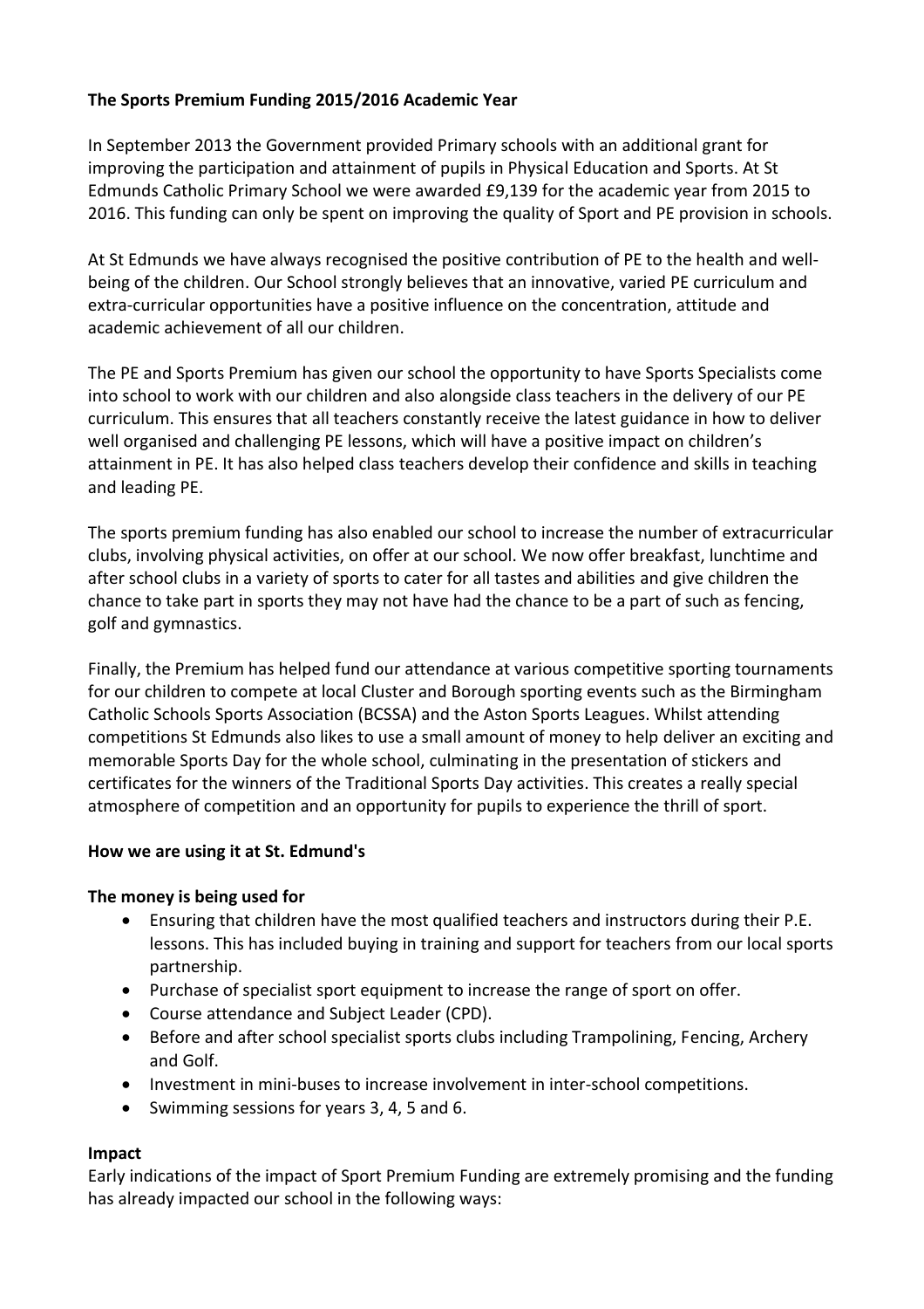**The Sports Premium Funding 2015/2016 Academic Year**

In September 2013 the Government provided Primary schools with an additional grant for improving the participation and attainment of pupils in Physical Education and Sports. At St Edmunds Catholic Primary School we were awarded £9,139 for the academic year from 2015 to 2016. This funding can only be spent on improving the quality of Sport and PE provision in schools.

At St Edmunds we have always recognised the positive contribution of PE to the health and well-being of the children. Our School strongly believes that an innovative, varied PE curriculum and extra-curricular opportunities have a positive influence on the concentration, attitude and academic achievement of all our children.

The PE and Sports Premium has given our school the opportunity to have Sports Specialists come into school to work with our children and also alongside class teachers in the delivery of our PE curriculum. This ensures that all teachers constantly receive the latest guidance in how to deliver well organised and challenging PE lessons, which will have a positive impact on children's attainment in PE. It has also helped class teachers develop their confidence and skills in teaching and leading PE.

The sports premium funding has also enabled our school to increase the number of extracurricular clubs, involving physical activities, on offer at our school. We now offer breakfast, lunchtime and after school clubs in a variety of sports to cater for all tastes and abilities and give children the chance to take part in sports they may not have had the chance to be a part of such as fencing, golf and gymnastics.

Finally, the Premium has helped fund our attendance at various competitive sporting tournaments for our children to compete at local Cluster and Borough sporting events such as the Birmingham Catholic Schools Sports Association (BCSSA) and the Aston Sports Leagues. Whilst attending competitions St Edmunds also likes to use a small amount of money to help deliver an exciting and memorable Sports Day for the whole school, culminating in the presentation of stickers and certificates for the winners of the Traditional Sports Day activities. This creates a really special atmosphere of competition and an opportunity for pupils to experience the thrill of sport.

**How we are using it at St. Edmund's**

**The money is being used for**

- Ensuring that children have the most qualified teachers and instructors during their P.E. lessons. This has included buying in training and support for teachers from our local sports partnership.
- Purchase of specialist sport equipment to increase the range of sport on offer.
- Course attendance and Subject Leader (CPD).
- Before and after school specialist sports clubs including Trampolining, Fencing, Archery and Golf.
- Investment in mini-buses to increase involvement in inter-school competitions.
- Swimming sessions for years 3, 4, 5 and 6.

**Impact**

Early indications of the impact of Sport Premium Funding are extremely promising and the funding has already impacted our school in the following ways: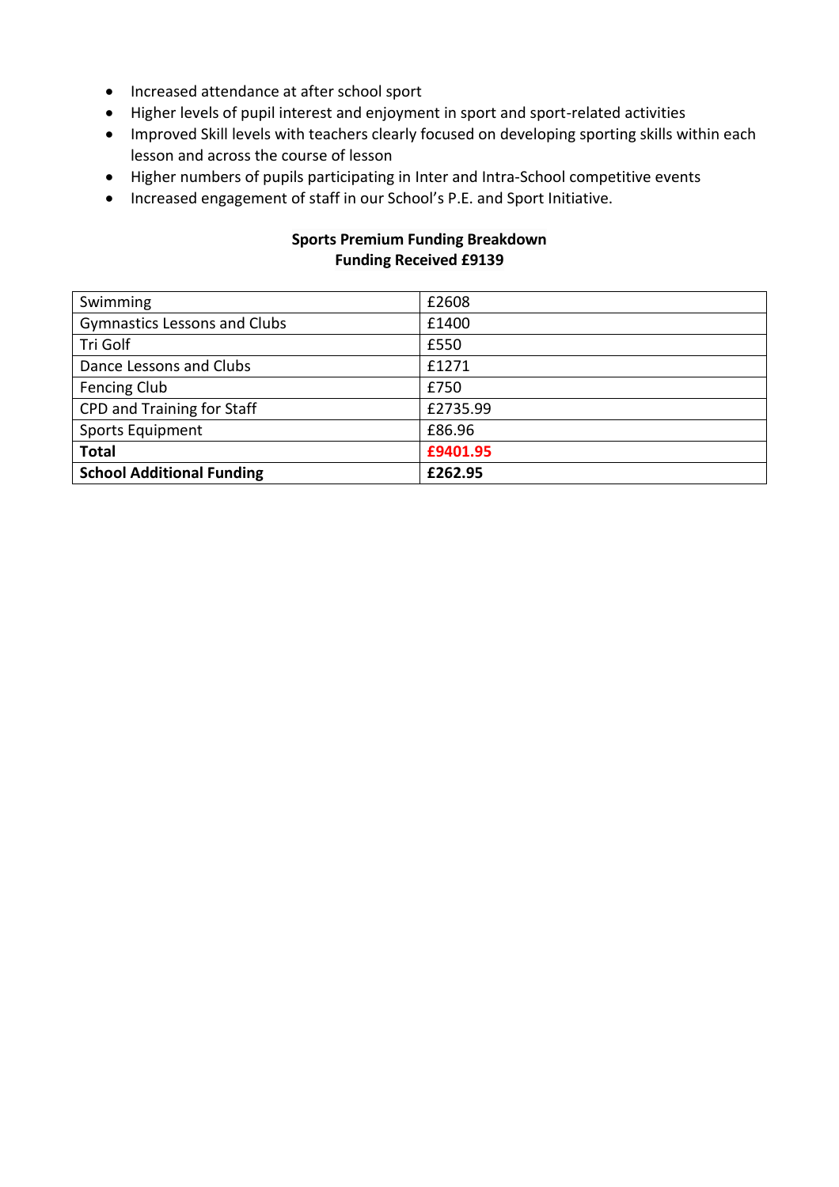- Increased attendance at after school sport
- Higher levels of pupil interest and enjoyment in sport and sport-related activities
- Improved Skill levels with teachers clearly focused on developing sporting skills within each lesson and across the course of lesson
- Higher numbers of pupils participating in Inter and Intra-School competitive events
- Increased engagement of staff in our School's P.E. and Sport Initiative.

**Sports Premium Funding Breakdown**
**Funding Received £9139**

| | |
|---|---|
| Swimming | £2608 |
| Gymnastics Lessons and Clubs | £1400 |
| Tri Golf | £550 |
| Dance Lessons and Clubs | £1271 |
| Fencing Club | £750 |
| CPD and Training for Staff | £2735.99 |
| Sports Equipment | £86.96 |
| **Total** | **£9401.95** |
| **School Additional Funding** | **£262.95** |